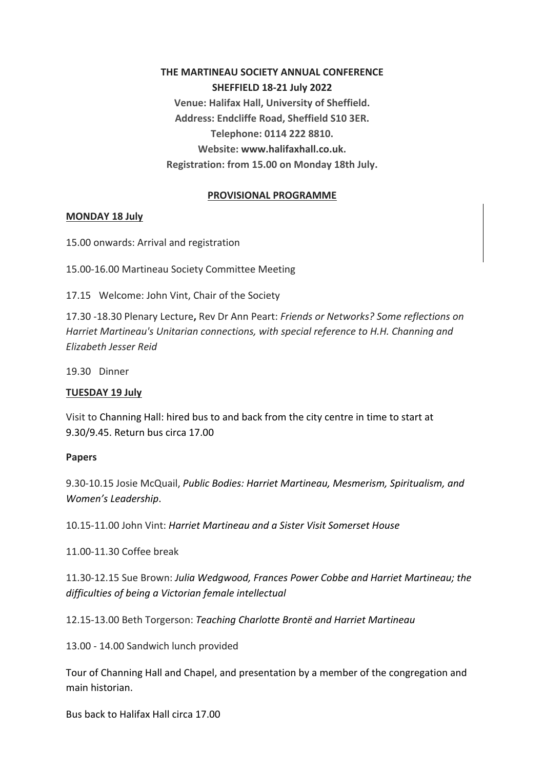**THE MARTINEAU SOCIETY ANNUAL CONFERENCE**
**SHEFFIELD 18-21 July 2022**
**Venue: Halifax Hall, University of Sheffield.**
**Address: Endcliffe Road, Sheffield S10 3ER.**
**Telephone: 0114 222 8810.**
**Website: www.halifaxhall.co.uk.**
**Registration: from 15.00 on Monday 18th July.**

**PROVISIONAL PROGRAMME**

**MONDAY 18 July**

15.00 onwards: Arrival and registration

15.00-16.00 Martineau Society Committee Meeting

17.15 Welcome: John Vint, Chair of the Society

17.30 -18.30 Plenary Lecture**,** Rev Dr Ann Peart: *Friends or Networks? Some reflections on Harriet Martineau's Unitarian connections, with special reference to H.H. Channing and Elizabeth Jesser Reid*

19.30 Dinner

**TUESDAY 19 July**

Visit to Channing Hall: hired bus to and back from the city centre in time to start at 9.30/9.45. Return bus circa 17.00

**Papers**

9.30-10.15 Josie McQuail, *Public Bodies: Harriet Martineau, Mesmerism, Spiritualism, and Women's Leadership*.

10.15-11.00 John Vint: *Harriet Martineau and a Sister Visit Somerset House*

11.00-11.30 Coffee break

11.30-12.15 Sue Brown: *Julia Wedgwood, Frances Power Cobbe and Harriet Martineau; the difficulties of being a Victorian female intellectual*

12.15-13.00 Beth Torgerson: *Teaching Charlotte Brontë and Harriet Martineau*

13.00 - 14.00 Sandwich lunch provided

Tour of Channing Hall and Chapel, and presentation by a member of the congregation and main historian.

Bus back to Halifax Hall circa 17.00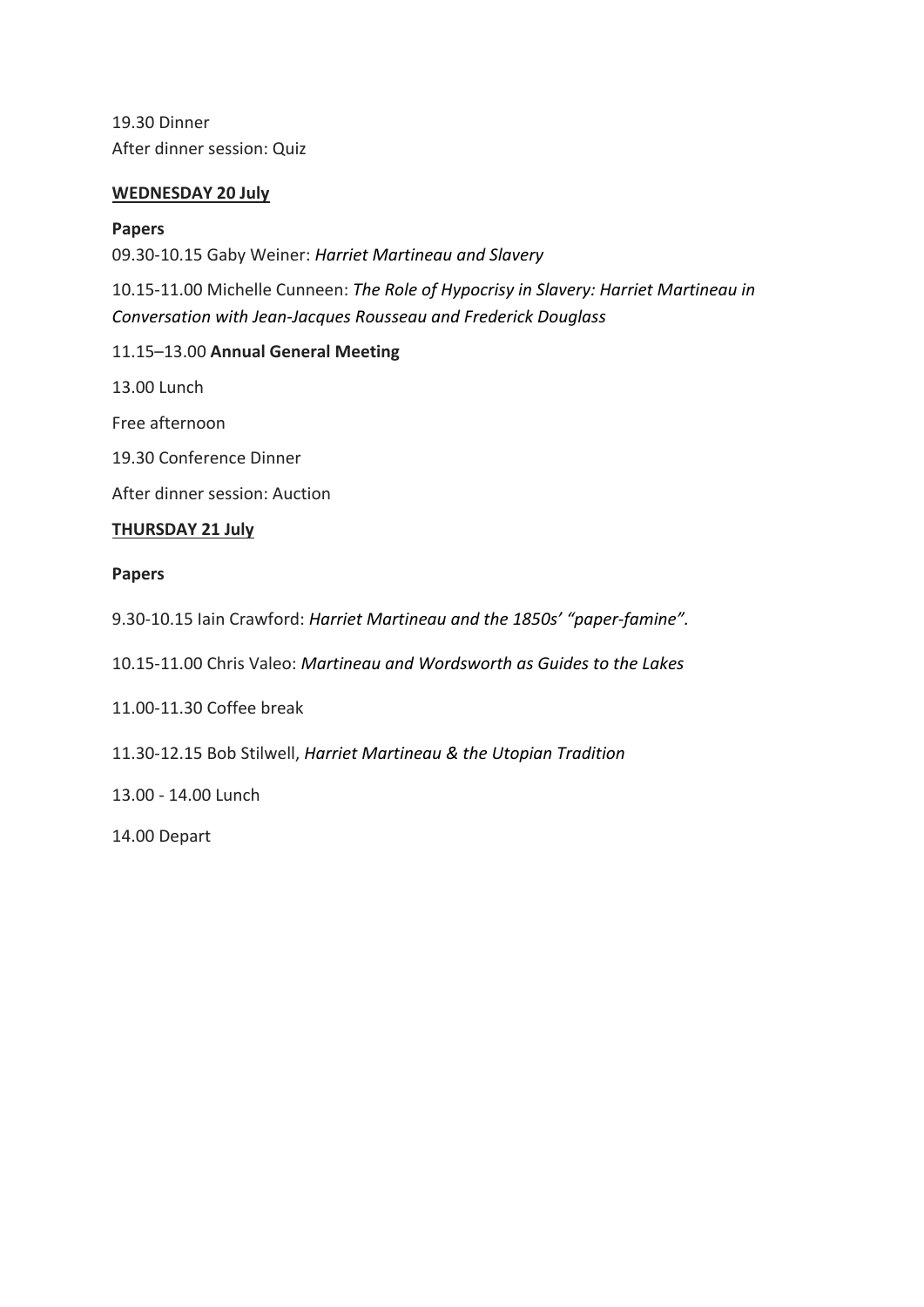19.30 Dinner
After dinner session: Quiz

**WEDNESDAY 20 July**

**Papers**

09.30-10.15 Gaby Weiner: *Harriet Martineau and Slavery*

10.15-11.00 Michelle Cunneen: *The Role of Hypocrisy in Slavery: Harriet Martineau in Conversation with Jean-Jacques Rousseau and Frederick Douglass*

11.15–13.00 **Annual General Meeting**

13.00 Lunch

Free afternoon

19.30 Conference Dinner

After dinner session: Auction

**THURSDAY 21 July**

**Papers**

9.30-10.15 Iain Crawford: *Harriet Martineau and the 1850s' "paper-famine".*

10.15-11.00 Chris Valeo: *Martineau and Wordsworth as Guides to the Lakes*

11.00-11.30 Coffee break

11.30-12.15 Bob Stilwell, *Harriet Martineau & the Utopian Tradition*

13.00 - 14.00 Lunch

14.00 Depart